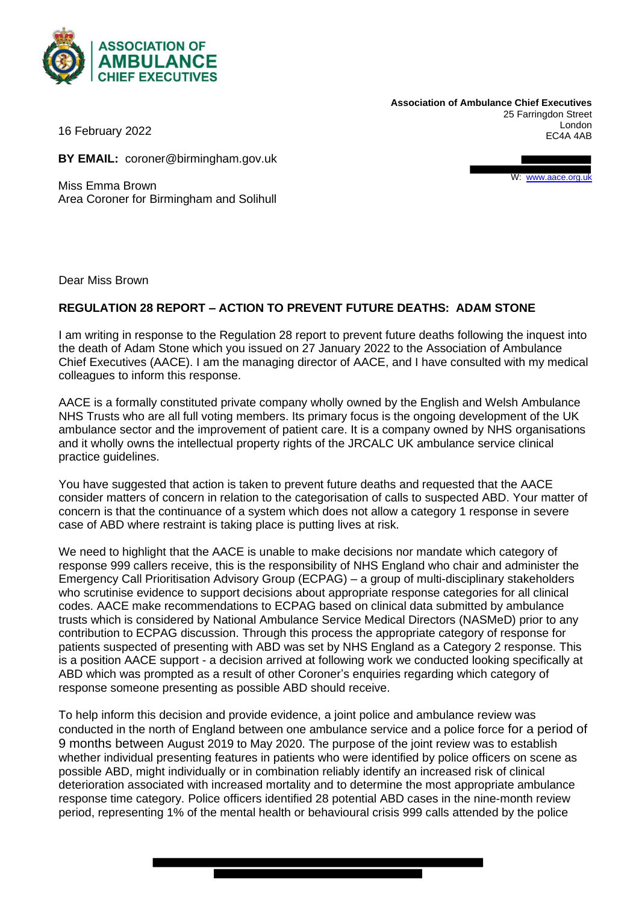**ASSOCIATION OF AMBULANCE CHIEF EXECUTIVES**

**Association of Ambulance Chief Executives**
25 Farringdon Street
London
EC4A 4AB

W: www.aace.org.uk

16 February 2022

**BY EMAIL:** coroner@birmingham.gov.uk

Miss Emma Brown
Area Coroner for Birmingham and Solihull

Dear Miss Brown

**REGULATION 28 REPORT – ACTION TO PREVENT FUTURE DEATHS: ADAM STONE**

I am writing in response to the Regulation 28 report to prevent future deaths following the inquest into the death of Adam Stone which you issued on 27 January 2022 to the Association of Ambulance Chief Executives (AACE). I am the managing director of AACE, and I have consulted with my medical colleagues to inform this response.

AACE is a formally constituted private company wholly owned by the English and Welsh Ambulance NHS Trusts who are all full voting members. Its primary focus is the ongoing development of the UK ambulance sector and the improvement of patient care. It is a company owned by NHS organisations and it wholly owns the intellectual property rights of the JRCALC UK ambulance service clinical practice guidelines.

You have suggested that action is taken to prevent future deaths and requested that the AACE consider matters of concern in relation to the categorisation of calls to suspected ABD. Your matter of concern is that the continuance of a system which does not allow a category 1 response in severe case of ABD where restraint is taking place is putting lives at risk.

We need to highlight that the AACE is unable to make decisions nor mandate which category of response 999 callers receive, this is the responsibility of NHS England who chair and administer the Emergency Call Prioritisation Advisory Group (ECPAG) – a group of multi-disciplinary stakeholders who scrutinise evidence to support decisions about appropriate response categories for all clinical codes. AACE make recommendations to ECPAG based on clinical data submitted by ambulance trusts which is considered by National Ambulance Service Medical Directors (NASMeD) prior to any contribution to ECPAG discussion. Through this process the appropriate category of response for patients suspected of presenting with ABD was set by NHS England as a Category 2 response. This is a position AACE support - a decision arrived at following work we conducted looking specifically at ABD which was prompted as a result of other Coroner's enquiries regarding which category of response someone presenting as possible ABD should receive.

To help inform this decision and provide evidence, a joint police and ambulance review was conducted in the north of England between one ambulance service and a police force for a period of 9 months between August 2019 to May 2020. The purpose of the joint review was to establish whether individual presenting features in patients who were identified by police officers on scene as possible ABD, might individually or in combination reliably identify an increased risk of clinical deterioration associated with increased mortality and to determine the most appropriate ambulance response time category. Police officers identified 28 potential ABD cases in the nine-month review period, representing 1% of the mental health or behavioural crisis 999 calls attended by the police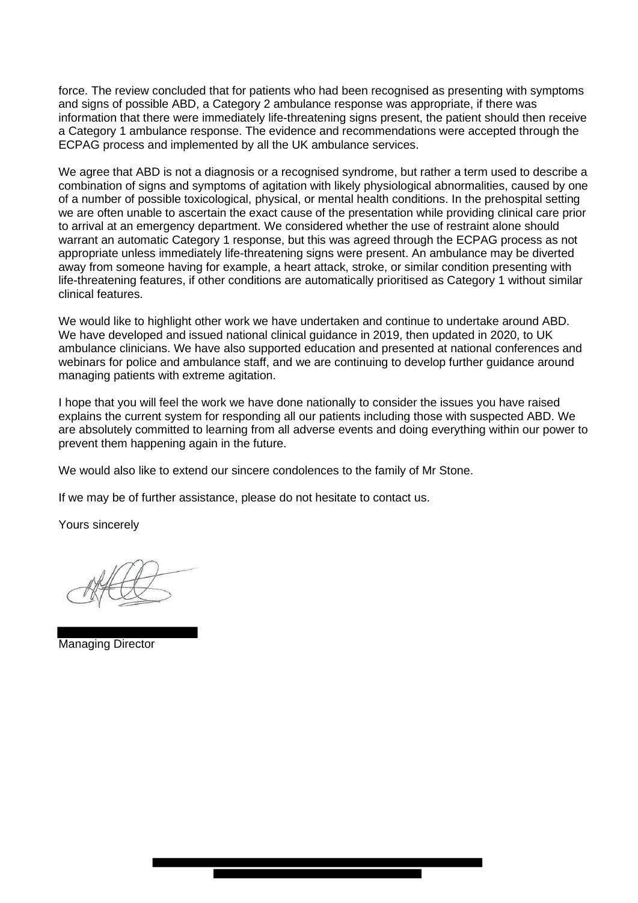force. The review concluded that for patients who had been recognised as presenting with symptoms and signs of possible ABD, a Category 2 ambulance response was appropriate, if there was information that there were immediately life-threatening signs present, the patient should then receive a Category 1 ambulance response. The evidence and recommendations were accepted through the ECPAG process and implemented by all the UK ambulance services.

We agree that ABD is not a diagnosis or a recognised syndrome, but rather a term used to describe a combination of signs and symptoms of agitation with likely physiological abnormalities, caused by one of a number of possible toxicological, physical, or mental health conditions. In the prehospital setting we are often unable to ascertain the exact cause of the presentation while providing clinical care prior to arrival at an emergency department. We considered whether the use of restraint alone should warrant an automatic Category 1 response, but this was agreed through the ECPAG process as not appropriate unless immediately life-threatening signs were present. An ambulance may be diverted away from someone having for example, a heart attack, stroke, or similar condition presenting with life-threatening features, if other conditions are automatically prioritised as Category 1 without similar clinical features.

We would like to highlight other work we have undertaken and continue to undertake around ABD. We have developed and issued national clinical guidance in 2019, then updated in 2020, to UK ambulance clinicians. We have also supported education and presented at national conferences and webinars for police and ambulance staff, and we are continuing to develop further guidance around managing patients with extreme agitation.

I hope that you will feel the work we have done nationally to consider the issues you have raised explains the current system for responding all our patients including those with suspected ABD. We are absolutely committed to learning from all adverse events and doing everything within our power to prevent them happening again in the future.

We would also like to extend our sincere condolences to the family of Mr Stone.

If we may be of further assistance, please do not hesitate to contact us.

Yours sincerely

Managing Director